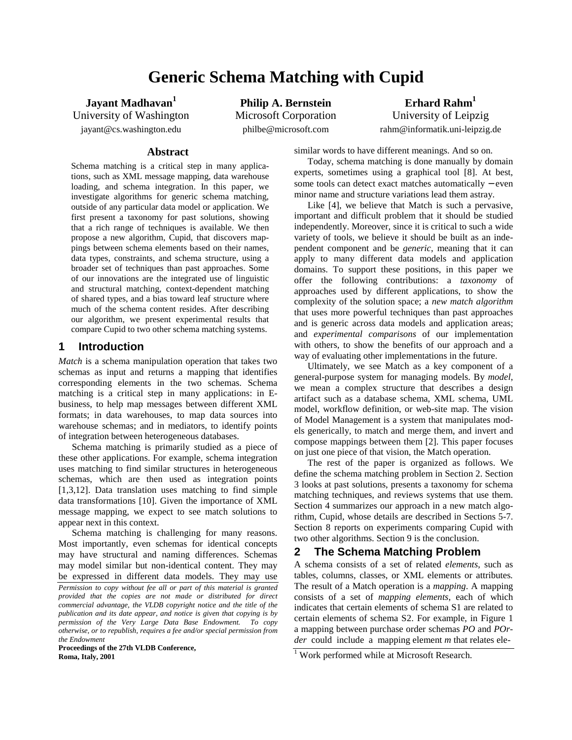# Generic Schema Matching with Cupid

**Jayant Madhavan**[1]
University of Washington
jayant@cs.washington.edu

**Philip A. Bernstein**
Microsoft Corporation
philbe@microsoft.com

**Erhard Rahm**[1]
University of Leipzig
rahm@informatik.uni-leipzig.de

## Abstract

Schema matching is a critical step in many applications, such as XML message mapping, data warehouse loading, and schema integration. In this paper, we investigate algorithms for generic schema matching, outside of any particular data model or application. We first present a taxonomy for past solutions, showing that a rich range of techniques is available. We then propose a new algorithm, Cupid, that discovers mappings between schema elements based on their names, data types, constraints, and schema structure, using a broader set of techniques than past approaches. Some of our innovations are the integrated use of linguistic and structural matching, context-dependent matching of shared types, and a bias toward leaf structure where much of the schema content resides. After describing our algorithm, we present experimental results that compare Cupid to two other schema matching systems.

## 1 Introduction

*Match* is a schema manipulation operation that takes two schemas as input and returns a mapping that identifies corresponding elements in the two schemas. Schema matching is a critical step in many applications: in E-business, to help map messages between different XML formats; in data warehouses, to map data sources into warehouse schemas; and in mediators, to identify points of integration between heterogeneous databases.

Schema matching is primarily studied as a piece of these other applications. For example, schema integration uses matching to find similar structures in heterogeneous schemas, which are then used as integration points [1,3,12]. Data translation uses matching to find simple data transformations [10]. Given the importance of XML message mapping, we expect to see match solutions to appear next in this context.

Schema matching is challenging for many reasons. Most importantly, even schemas for identical concepts may have structural and naming differences. Schemas may model similar but non-identical content. They may be expressed in different data models. They may use similar words to have different meanings. And so on.

Today, schema matching is done manually by domain experts, sometimes using a graphical tool [8]. At best, some tools can detect exact matches automatically – even minor name and structure variations lead them astray.

Like [4], we believe that Match is such a pervasive, important and difficult problem that it should be studied independently. Moreover, since it is critical to such a wide variety of tools, we believe it should be built as an independent component and be *generic*, meaning that it can apply to many different data models and application domains. To support these positions, in this paper we offer the following contributions: a *taxonomy* of approaches used by different applications, to show the complexity of the solution space; a *new match algorithm* that uses more powerful techniques than past approaches and is generic across data models and application areas; and *experimental comparisons* of our implementation with others, to show the benefits of our approach and a way of evaluating other implementations in the future.

Ultimately, we see Match as a key component of a general-purpose system for managing models. By *model*, we mean a complex structure that describes a design artifact such as a database schema, XML schema, UML model, workflow definition, or web-site map. The vision of Model Management is a system that manipulates models generically, to match and merge them, and invert and compose mappings between them [2]. This paper focuses on just one piece of that vision, the Match operation.

The rest of the paper is organized as follows. We define the schema matching problem in Section 2. Section 3 looks at past solutions, presents a taxonomy for schema matching techniques, and reviews systems that use them. Section 4 summarizes our approach in a new match algorithm, Cupid, whose details are described in Sections 5-7. Section 8 reports on experiments comparing Cupid with two other algorithms. Section 9 is the conclusion.

## 2 The Schema Matching Problem

A schema consists of a set of related *elements*, such as tables, columns, classes, or XML elements or attributes. The result of a Match operation is a *mapping*. A mapping consists of a set of *mapping elements*, each of which indicates that certain elements of schema S1 are related to certain elements of schema S2. For example, in Figure 1 a mapping between purchase order schemas *PO* and *POrder* could include a mapping element *m* that relates ele-

*Permission to copy without fee all or part of this material is granted provided that the copies are not made or distributed for direct commercial advantage, the VLDB copyright notice and the title of the publication and its date appear, and notice is given that copying is by permission of the Very Large Data Base Endowment. To copy otherwise, or to republish, requires a fee and/or special permission from the Endowment*

**Proceedings of the 27th VLDB Conference, Roma, Italy, 2001**

[1] Work performed while at Microsoft Research.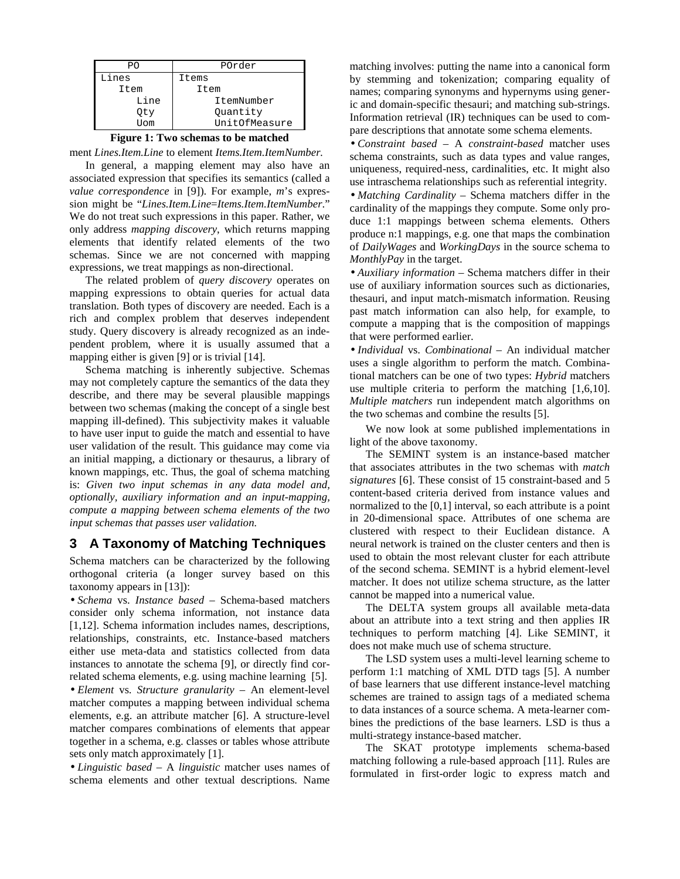| PO | POrder |
| --- | --- |
| Lines | Items |
| Item | Item |
| Line | ItemNumber |
| Qty | Quantity |
| Uom | UnitOfMeasure |

**Figure 1: Two schemas to be matched**

ment *Lines.Item.Line* to element *Items.Item.ItemNumber*.

In general, a mapping element may also have an associated expression that specifies its semantics (called a *value correspondence* in [9]). For example, *m*'s expression might be "*Lines.Item.Line=Items.Item.ItemNumber*." We do not treat such expressions in this paper. Rather, we only address *mapping discovery*, which returns mapping elements that identify related elements of the two schemas. Since we are not concerned with mapping expressions, we treat mappings as non-directional.

The related problem of *query discovery* operates on mapping expressions to obtain queries for actual data translation. Both types of discovery are needed. Each is a rich and complex problem that deserves independent study. Query discovery is already recognized as an independent problem, where it is usually assumed that a mapping either is given [9] or is trivial [14].

Schema matching is inherently subjective. Schemas may not completely capture the semantics of the data they describe, and there may be several plausible mappings between two schemas (making the concept of a single best mapping ill-defined). This subjectivity makes it valuable to have user input to guide the match and essential to have user validation of the result. This guidance may come via an initial mapping, a dictionary or thesaurus, a library of known mappings, etc. Thus, the goal of schema matching is: *Given two input schemas in any data model and, optionally, auxiliary information and an input-mapping, compute a mapping between schema elements of the two input schemas that passes user validation.*

## 3 A Taxonomy of Matching Techniques

Schema matchers can be characterized by the following orthogonal criteria (a longer survey based on this taxonomy appears in [13]):

- *Schema* vs. *Instance based* – Schema-based matchers consider only schema information, not instance data [1,12]. Schema information includes names, descriptions, relationships, constraints, etc. Instance-based matchers either use meta-data and statistics collected from data instances to annotate the schema [9], or directly find correlated schema elements, e.g. using machine learning [5].
- *Element* vs. *Structure granularity* – An element-level matcher computes a mapping between individual schema elements, e.g. an attribute matcher [6]. A structure-level matcher compares combinations of elements that appear together in a schema, e.g. classes or tables whose attribute sets only match approximately [1].
- *Linguistic based* – A *linguistic* matcher uses names of schema elements and other textual descriptions. Name matching involves: putting the name into a canonical form by stemming and tokenization; comparing equality of names; comparing synonyms and hypernyms using generic and domain-specific thesauri; and matching sub-strings. Information retrieval (IR) techniques can be used to compare descriptions that annotate some schema elements.
- *Constraint based* – A *constraint-based* matcher uses schema constraints, such as data types and value ranges, uniqueness, required-ness, cardinalities, etc. It might also use intraschema relationships such as referential integrity.
- *Matching Cardinality* – Schema matchers differ in the cardinality of the mappings they compute. Some only produce 1:1 mappings between schema elements. Others produce n:1 mappings, e.g. one that maps the combination of *DailyWages* and *WorkingDays* in the source schema to *MonthlyPay* in the target.
- *Auxiliary information* – Schema matchers differ in their use of auxiliary information sources such as dictionaries, thesauri, and input match-mismatch information. Reusing past match information can also help, for example, to compute a mapping that is the composition of mappings that were performed earlier.
- *Individual* vs. *Combinational* – An individual matcher uses a single algorithm to perform the match. Combinational matchers can be one of two types: *Hybrid* matchers use multiple criteria to perform the matching [1,6,10]. *Multiple matchers* run independent match algorithms on the two schemas and combine the results [5].

We now look at some published implementations in light of the above taxonomy.

The SEMINT system is an instance-based matcher that associates attributes in the two schemas with *match signatures* [6]. These consist of 15 constraint-based and 5 content-based criteria derived from instance values and normalized to the [0,1] interval, so each attribute is a point in 20-dimensional space. Attributes of one schema are clustered with respect to their Euclidean distance. A neural network is trained on the cluster centers and then is used to obtain the most relevant cluster for each attribute of the second schema. SEMINT is a hybrid element-level matcher. It does not utilize schema structure, as the latter cannot be mapped into a numerical value.

The DELTA system groups all available meta-data about an attribute into a text string and then applies IR techniques to perform matching [4]. Like SEMINT, it does not make much use of schema structure.

The LSD system uses a multi-level learning scheme to perform 1:1 matching of XML DTD tags [5]. A number of base learners that use different instance-level matching schemes are trained to assign tags of a mediated schema to data instances of a source schema. A meta-learner combines the predictions of the base learners. LSD is thus a multi-strategy instance-based matcher.

The SKAT prototype implements schema-based matching following a rule-based approach [11]. Rules are formulated in first-order logic to express match and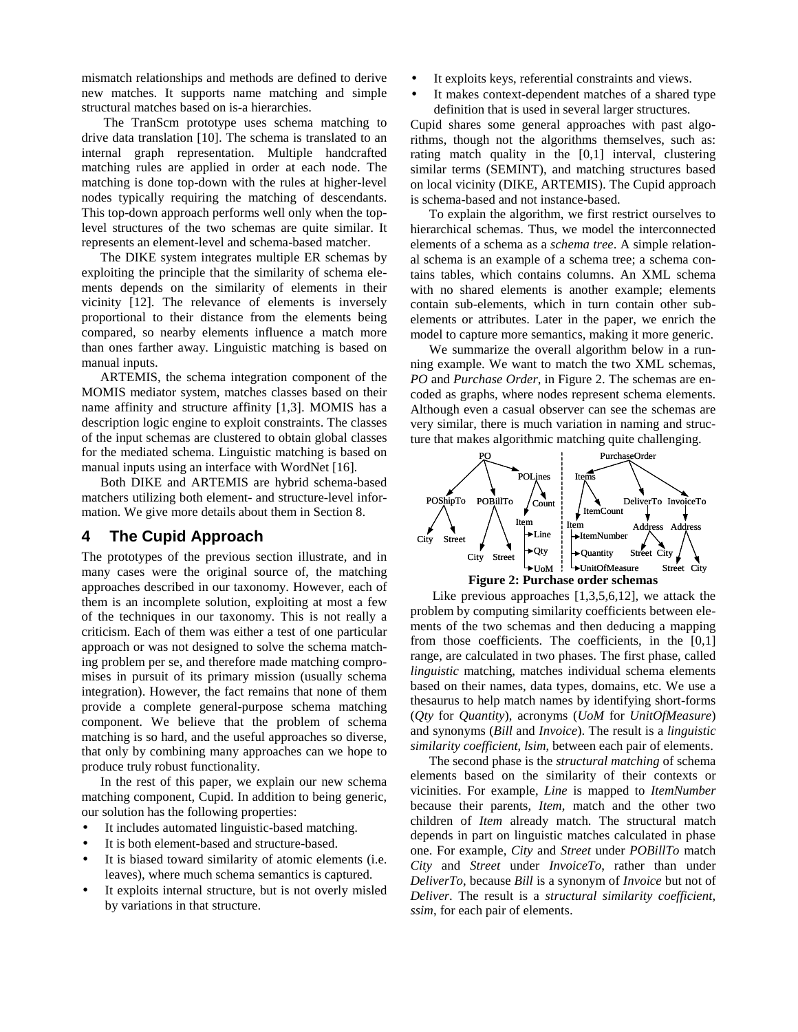mismatch relationships and methods are defined to derive new matches. It supports name matching and simple structural matches based on is-a hierarchies.

The TranScm prototype uses schema matching to drive data translation [10]. The schema is translated to an internal graph representation. Multiple handcrafted matching rules are applied in order at each node. The matching is done top-down with the rules at higher-level nodes typically requiring the matching of descendants. This top-down approach performs well only when the top-level structures of the two schemas are quite similar. It represents an element-level and schema-based matcher.

The DIKE system integrates multiple ER schemas by exploiting the principle that the similarity of schema elements depends on the similarity of elements in their vicinity [12]. The relevance of elements is inversely proportional to their distance from the elements being compared, so nearby elements influence a match more than ones farther away. Linguistic matching is based on manual inputs.

ARTEMIS, the schema integration component of the MOMIS mediator system, matches classes based on their name affinity and structure affinity [1,3]. MOMIS has a description logic engine to exploit constraints. The classes of the input schemas are clustered to obtain global classes for the mediated schema. Linguistic matching is based on manual inputs using an interface with WordNet [16].

Both DIKE and ARTEMIS are hybrid schema-based matchers utilizing both element- and structure-level information. We give more details about them in Section 8.

## 4 The Cupid Approach

The prototypes of the previous section illustrate, and in many cases were the original source of, the matching approaches described in our taxonomy. However, each of them is an incomplete solution, exploiting at most a few of the techniques in our taxonomy. This is not really a criticism. Each of them was either a test of one particular approach or was not designed to solve the schema matching problem per se, and therefore made matching compromises in pursuit of its primary mission (usually schema integration). However, the fact remains that none of them provide a complete general-purpose schema matching component. We believe that the problem of schema matching is so hard, and the useful approaches so diverse, that only by combining many approaches can we hope to produce truly robust functionality.

In the rest of this paper, we explain our new schema matching component, Cupid. In addition to being generic, our solution has the following properties:

- It includes automated linguistic-based matching.
- It is both element-based and structure-based.
- It is biased toward similarity of atomic elements (i.e. leaves), where much schema semantics is captured.
- It exploits internal structure, but is not overly misled by variations in that structure.
- It exploits keys, referential constraints and views.
- It makes context-dependent matches of a shared type definition that is used in several larger structures.

Cupid shares some general approaches with past algorithms, though not the algorithms themselves, such as: rating match quality in the [0,1] interval, clustering similar terms (SEMINT), and matching structures based on local vicinity (DIKE, ARTEMIS). The Cupid approach is schema-based and not instance-based.

To explain the algorithm, we first restrict ourselves to hierarchical schemas. Thus, we model the interconnected elements of a schema as a *schema tree*. A simple relational schema is an example of a schema tree; a schema contains tables, which contains columns. An XML schema with no shared elements is another example; elements contain sub-elements, which in turn contain other sub-elements or attributes. Later in the paper, we enrich the model to capture more semantics, making it more generic.

We summarize the overall algorithm below in a running example. We want to match the two XML schemas, *PO* and *Purchase Order*, in Figure 2. The schemas are encoded as graphs, where nodes represent schema elements. Although even a casual observer can see the schemas are very similar, there is much variation in naming and structure that makes algorithmic matching quite challenging.

**Figure 2: Purchase order schemas**

Like previous approaches [1,3,5,6,12], we attack the problem by computing similarity coefficients between elements of the two schemas and then deducing a mapping from those coefficients. The coefficients, in the [0,1] range, are calculated in two phases. The first phase, called *linguistic* matching, matches individual schema elements based on their names, data types, domains, etc. We use a thesaurus to help match names by identifying short-forms (*Qty* for *Quantity*), acronyms (*UoM* for *UnitOfMeasure*) and synonyms (*Bill* and *Invoice*). The result is a *linguistic similarity coefficient*, *lsim*, between each pair of elements.

The second phase is the *structural matching* of schema elements based on the similarity of their contexts or vicinities. For example, *Line* is mapped to *ItemNumber* because their parents, *Item*, match and the other two children of *Item* already match. The structural match depends in part on linguistic matches calculated in phase one. For example, *City* and *Street* under *POBillTo* match *City* and *Street* under *InvoiceTo*, rather than under *DeliverTo*, because *Bill* is a synonym of *Invoice* but not of *Deliver*. The result is a *structural similarity coefficient*, *ssim*, for each pair of elements.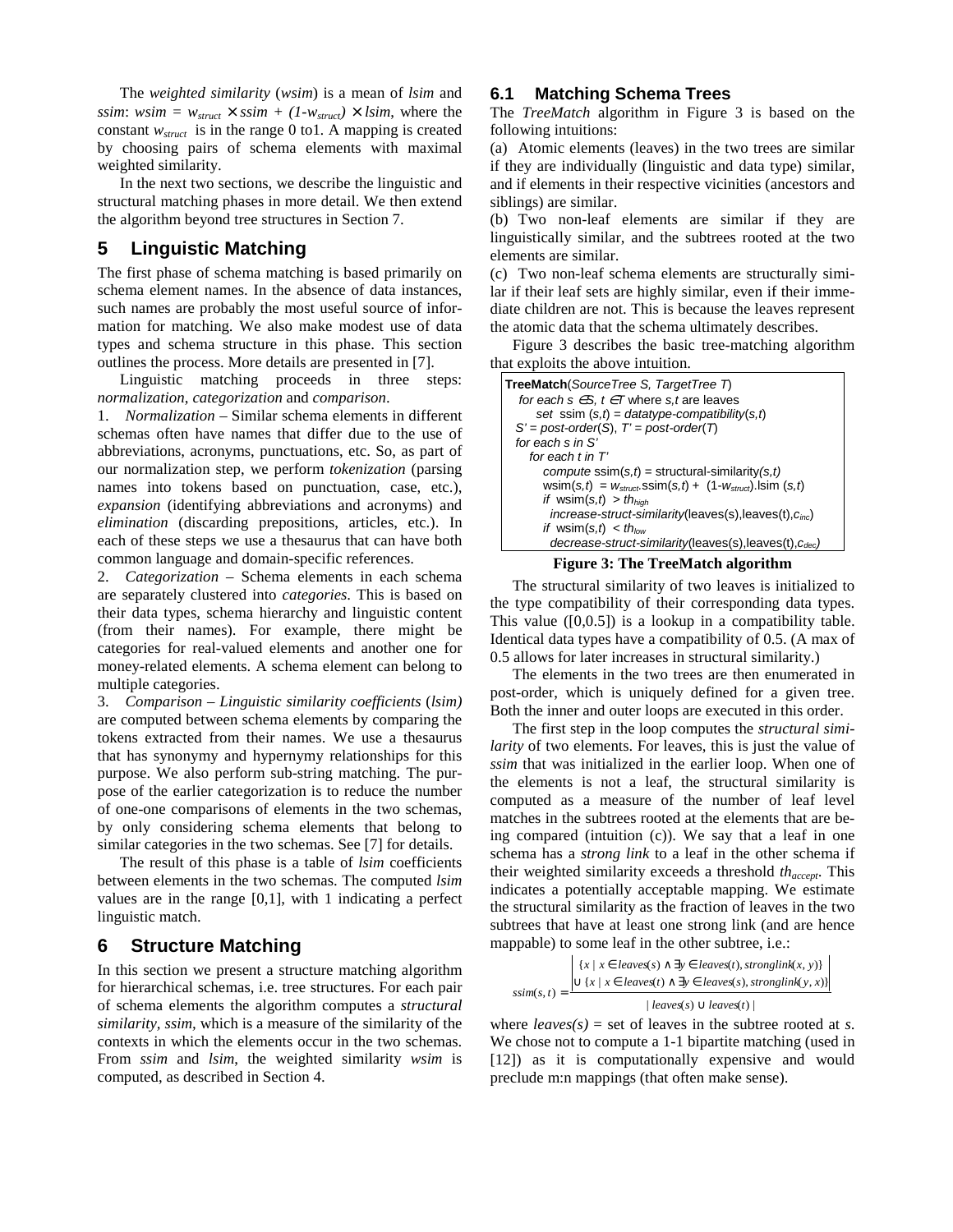The *weighted similarity* (*wsim*) is a mean of *lsim* and *ssim*: $wsim = w_{struct} \times ssim + (1\text{-}w_{struct}) \times lsim$, where the constant $w_{struct}$ is in the range 0 to1. A mapping is created by choosing pairs of schema elements with maximal weighted similarity.

In the next two sections, we describe the linguistic and structural matching phases in more detail. We then extend the algorithm beyond tree structures in Section 7.

## 5 Linguistic Matching

The first phase of schema matching is based primarily on schema element names. In the absence of data instances, such names are probably the most useful source of information for matching. We also make modest use of data types and schema structure in this phase. This section outlines the process. More details are presented in [7].

Linguistic matching proceeds in three steps: *normalization*, *categorization* and *comparison*.

1. *Normalization* – Similar schema elements in different schemas often have names that differ due to the use of abbreviations, acronyms, punctuations, etc. So, as part of our normalization step, we perform *tokenization* (parsing names into tokens based on punctuation, case, etc.), *expansion* (identifying abbreviations and acronyms) and *elimination* (discarding prepositions, articles, etc.). In each of these steps we use a thesaurus that can have both common language and domain-specific references.
2. *Categorization* – Schema elements in each schema are separately clustered into *categories*. This is based on their data types, schema hierarchy and linguistic content (from their names). For example, there might be categories for real-valued elements and another one for money-related elements. A schema element can belong to multiple categories.
3. *Comparison* – *Linguistic similarity coefficients* (*lsim)* are computed between schema elements by comparing the tokens extracted from their names. We use a thesaurus that has synonymy and hypernymy relationships for this purpose. We also perform sub-string matching. The purpose of the earlier categorization is to reduce the number of one-one comparisons of elements in the two schemas, by only considering schema elements that belong to similar categories in the two schemas. See [7] for details.

The result of this phase is a table of *lsim* coefficients between elements in the two schemas. The computed *lsim* values are in the range [0,1], with 1 indicating a perfect linguistic match.

## 6 Structure Matching

In this section we present a structure matching algorithm for hierarchical schemas, i.e. tree structures. For each pair of schema elements the algorithm computes a *structural similarity*, *ssim*, which is a measure of the similarity of the contexts in which the elements occur in the two schemas. From *ssim* and *lsim*, the weighted similarity *wsim* is computed, as described in Section 4.

### 6.1 Matching Schema Trees

The *TreeMatch* algorithm in Figure 3 is based on the following intuitions:

(a) Atomic elements (leaves) in the two trees are similar if they are individually (linguistic and data type) similar, and if elements in their respective vicinities (ancestors and siblings) are similar.

(b) Two non-leaf elements are similar if they are linguistically similar, and the subtrees rooted at the two elements are similar.

(c) Two non-leaf schema elements are structurally similar if their leaf sets are highly similar, even if their immediate children are not. This is because the leaves represent the atomic data that the schema ultimately describes.

Figure 3 describes the basic tree-matching algorithm that exploits the above intuition.

```
TreeMatch(SourceTree S, TargetTree T)
  for each s ∈S, t ∈T where s,t are leaves
     set ssim (s,t) = datatype-compatibility(s,t)
  S' = post-order(S), T' = post-order(T)
  for each s in S'
    for each t in T'
       compute ssim(s,t) = structural-similarity(s,t)
       wsim(s,t) = w_struct.ssim(s,t) + (1-w_struct).lsim (s,t)
       if wsim(s,t) > th_high
         increase-struct-similarity(leaves(s),leaves(t),c_inc)
       if wsim(s,t) < th_low
         decrease-struct-similarity(leaves(s),leaves(t),c_dec)
```

**Figure 3: The TreeMatch algorithm**

The structural similarity of two leaves is initialized to the type compatibility of their corresponding data types. This value ([0,0.5]) is a lookup in a compatibility table. Identical data types have a compatibility of 0.5. (A max of 0.5 allows for later increases in structural similarity.)

The elements in the two trees are then enumerated in post-order, which is uniquely defined for a given tree. Both the inner and outer loops are executed in this order.

The first step in the loop computes the *structural similarity* of two elements. For leaves, this is just the value of *ssim* that was initialized in the earlier loop. When one of the elements is not a leaf, the structural similarity is computed as a measure of the number of leaf level matches in the subtrees rooted at the elements that are being compared (intuition (c)). We say that a leaf in one schema has a *strong link* to a leaf in the other schema if their weighted similarity exceeds a threshold $th_{accept}$. This indicates a potentially acceptable mapping. We estimate the structural similarity as the fraction of leaves in the two subtrees that have at least one strong link (and are hence mappable) to some leaf in the other subtree, i.e.:

$$ssim(s,t) = \frac{\left| \begin{array}{l} \{x \mid x \in leaves(s) \wedge \exists y \in leaves(t), stronglink(x,y)\} \\ \cup \{x \mid x \in leaves(t) \wedge \exists y \in leaves(s), stronglink(y,x)\} \end{array} \right|}{| leaves(s) \cup leaves(t) |}$$

where *leaves(s)* = set of leaves in the subtree rooted at *s*. We chose not to compute a 1-1 bipartite matching (used in [12]) as it is computationally expensive and would preclude m:n mappings (that often make sense).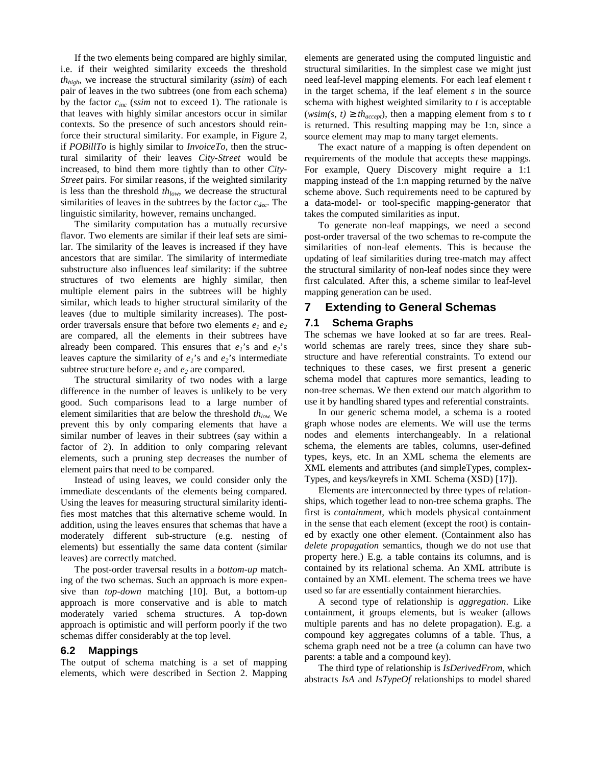If the two elements being compared are highly similar, i.e. if their weighted similarity exceeds the threshold $th_{high}$, we increase the structural similarity (*ssim*) of each pair of leaves in the two subtrees (one from each schema) by the factor $c_{inc}$ (*ssim* not to exceed 1). The rationale is that leaves with highly similar ancestors occur in similar contexts. So the presence of such ancestors should reinforce their structural similarity. For example, in Figure 2, if *POBillTo* is highly similar to *InvoiceTo*, then the structural similarity of their leaves *City-Street* would be increased, to bind them more tightly than to other *City-Street* pairs. For similar reasons, if the weighted similarity is less than the threshold $th_{low}$, we decrease the structural similarities of leaves in the subtrees by the factor $c_{dec}$. The linguistic similarity, however, remains unchanged.

The similarity computation has a mutually recursive flavor. Two elements are similar if their leaf sets are similar. The similarity of the leaves is increased if they have ancestors that are similar. The similarity of intermediate substructure also influences leaf similarity: if the subtree structures of two elements are highly similar, then multiple element pairs in the subtrees will be highly similar, which leads to higher structural similarity of the leaves (due to multiple similarity increases). The post-order traversals ensure that before two elements $e_1$ and $e_2$ are compared, all the elements in their subtrees have already been compared. This ensures that $e_1$'s and $e_2$'s leaves capture the similarity of $e_1$'s and $e_2$'s intermediate subtree structure before $e_1$ and $e_2$ are compared.

The structural similarity of two nodes with a large difference in the number of leaves is unlikely to be very good. Such comparisons lead to a large number of element similarities that are below the threshold $th_{low}$. We prevent this by only comparing elements that have a similar number of leaves in their subtrees (say within a factor of 2). In addition to only comparing relevant elements, such a pruning step decreases the number of element pairs that need to be compared.

Instead of using leaves, we could consider only the immediate descendants of the elements being compared. Using the leaves for measuring structural similarity identifies most matches that this alternative scheme would. In addition, using the leaves ensures that schemas that have a moderately different sub-structure (e.g. nesting of elements) but essentially the same data content (similar leaves) are correctly matched.

The post-order traversal results in a *bottom-up* matching of the two schemas. Such an approach is more expensive than *top-down* matching [10]. But, a bottom-up approach is more conservative and is able to match moderately varied schema structures. A top-down approach is optimistic and will perform poorly if the two schemas differ considerably at the top level.

### 6.2 Mappings

The output of schema matching is a set of mapping elements, which were described in Section 2. Mapping elements are generated using the computed linguistic and structural similarities. In the simplest case we might just need leaf-level mapping elements. For each leaf element *t* in the target schema, if the leaf element *s* in the source schema with highest weighted similarity to *t* is acceptable ($wsim(s, t) \geq th_{accept}$), then a mapping element from *s* to *t* is returned. This resulting mapping may be 1:n, since a source element may map to many target elements.

The exact nature of a mapping is often dependent on requirements of the module that accepts these mappings. For example, Query Discovery might require a 1:1 mapping instead of the 1:n mapping returned by the naïve scheme above. Such requirements need to be captured by a data-model- or tool-specific mapping-generator that takes the computed similarities as input.

To generate non-leaf mappings, we need a second post-order traversal of the two schemas to re-compute the similarities of non-leaf elements. This is because the updating of leaf similarities during tree-match may affect the structural similarity of non-leaf nodes since they were first calculated. After this, a scheme similar to leaf-level mapping generation can be used.

## 7 Extending to General Schemas

### 7.1 Schema Graphs

The schemas we have looked at so far are trees. Real-world schemas are rarely trees, since they share sub-structure and have referential constraints. To extend our techniques to these cases, we first present a generic schema model that captures more semantics, leading to non-tree schemas. We then extend our match algorithm to use it by handling shared types and referential constraints.

In our generic schema model, a schema is a rooted graph whose nodes are elements. We will use the terms nodes and elements interchangeably. In a relational schema, the elements are tables, columns, user-defined types, keys, etc. In an XML schema the elements are XML elements and attributes (and simpleTypes, complexTypes, and keys/keyrefs in XML Schema (XSD) [17]).

Elements are interconnected by three types of relationships, which together lead to non-tree schema graphs. The first is *containment*, which models physical containment in the sense that each element (except the root) is contained by exactly one other element. (Containment also has *delete propagation* semantics, though we do not use that property here.) E.g. a table contains its columns, and is contained by its relational schema. An XML attribute is contained by an XML element. The schema trees we have used so far are essentially containment hierarchies.

A second type of relationship is *aggregation*. Like containment, it groups elements, but is weaker (allows multiple parents and has no delete propagation). E.g. a compound key aggregates columns of a table. Thus, a schema graph need not be a tree (a column can have two parents: a table and a compound key).

The third type of relationship is *IsDerivedFrom*, which abstracts *IsA* and *IsTypeOf* relationships to model shared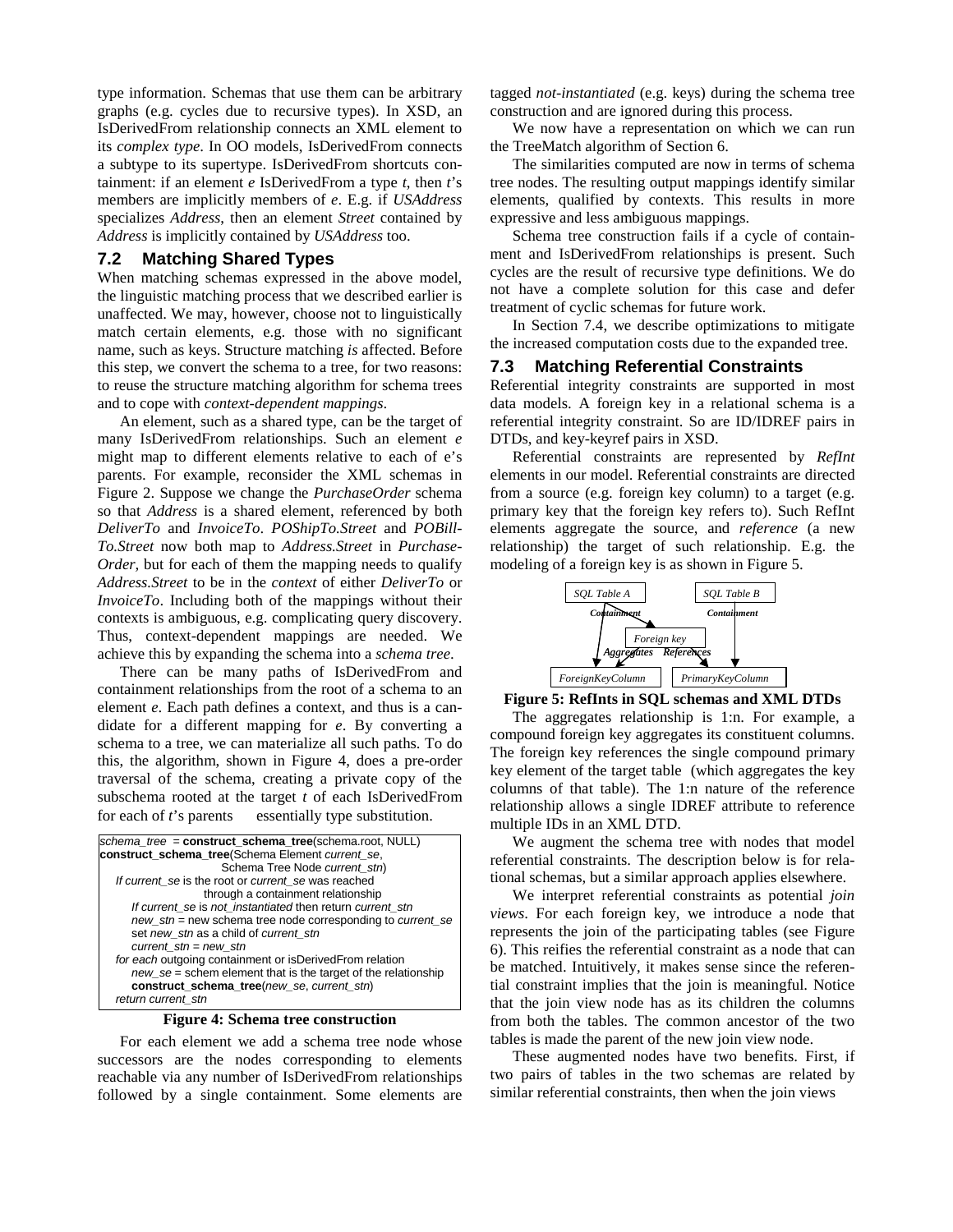type information. Schemas that use them can be arbitrary graphs (e.g. cycles due to recursive types). In XSD, an IsDerivedFrom relationship connects an XML element to its *complex type*. In OO models, IsDerivedFrom connects a subtype to its supertype. IsDerivedFrom shortcuts containment: if an element *e* IsDerivedFrom a type *t*, then *t*'s members are implicitly members of *e*. E.g. if *USAddress* specializes *Address*, then an element *Street* contained by *Address* is implicitly contained by *USAddress* too.

## 7.2 Matching Shared Types

When matching schemas expressed in the above model, the linguistic matching process that we described earlier is unaffected. We may, however, choose not to linguistically match certain elements, e.g. those with no significant name, such as keys. Structure matching *is* affected. Before this step, we convert the schema to a tree, for two reasons: to reuse the structure matching algorithm for schema trees and to cope with *context-dependent mappings*.

An element, such as a shared type, can be the target of many IsDerivedFrom relationships. Such an element *e* might map to different elements relative to each of e's parents. For example, reconsider the XML schemas in Figure 2. Suppose we change the *PurchaseOrder* schema so that *Address* is a shared element, referenced by both *DeliverTo* and *InvoiceTo*. *POShipTo.Street* and *POBill-To.Street* now both map to *Address.Street* in *Purchase-Order,* but for each of them the mapping needs to qualify *Address.Street* to be in the *context* of either *DeliverTo* or *InvoiceTo*. Including both of the mappings without their contexts is ambiguous, e.g. complicating query discovery. Thus, context-dependent mappings are needed. We achieve this by expanding the schema into a *schema tree*.

There can be many paths of IsDerivedFrom and containment relationships from the root of a schema to an element *e*. Each path defines a context, and thus is a candidate for a different mapping for *e*. By converting a schema to a tree, we can materialize all such paths. To do this, the algorithm, shown in Figure 4, does a pre-order traversal of the schema, creating a private copy of the subschema rooted at the target *t* of each IsDerivedFrom for each of *t*'s parents — essentially type substitution.

```
schema_tree = construct_schema_tree(schema.root, NULL)
construct_schema_tree(Schema Element current_se,
                      Schema Tree Node current_stn)
  If current_se is the root or current_se was reached
                      through a containment relationship
    If current_se is not_instantiated then return current_stn
    new_stn = new schema tree node corresponding to current_se
    set new_stn as a child of current_stn
    current_stn = new_stn
  for each outgoing containment or isDerivedFrom relation
    new_se = schem element that is the target of the relationship
    construct_schema_tree(new_se, current_stn)
  return current_stn
```

**Figure 4: Schema tree construction**

For each element we add a schema tree node whose successors are the nodes corresponding to elements reachable via any number of IsDerivedFrom relationships followed by a single containment. Some elements are tagged *not-instantiated* (e.g. keys) during the schema tree construction and are ignored during this process.

We now have a representation on which we can run the TreeMatch algorithm of Section 6.

The similarities computed are now in terms of schema tree nodes. The resulting output mappings identify similar elements, qualified by contexts. This results in more expressive and less ambiguous mappings.

Schema tree construction fails if a cycle of containment and IsDerivedFrom relationships is present. Such cycles are the result of recursive type definitions. We do not have a complete solution for this case and defer treatment of cyclic schemas for future work.

In Section 7.4, we describe optimizations to mitigate the increased computation costs due to the expanded tree.

## 7.3 Matching Referential Constraints

Referential integrity constraints are supported in most data models. A foreign key in a relational schema is a referential integrity constraint. So are ID/IDREF pairs in DTDs, and key-keyref pairs in XSD.

Referential constraints are represented by *RefInt* elements in our model. Referential constraints are directed from a source (e.g. foreign key column) to a target (e.g. primary key that the foreign key refers to). Such RefInt elements aggregate the source, and *reference* (a new relationship) the target of such relationship. E.g. the modeling of a foreign key is as shown in Figure 5.

**Figure 5: RefInts in SQL schemas and XML DTDs**

The aggregates relationship is 1:n. For example, a compound foreign key aggregates its constituent columns. The foreign key references the single compound primary key element of the target table (which aggregates the key columns of that table). The 1:n nature of the reference relationship allows a single IDREF attribute to reference multiple IDs in an XML DTD.

We augment the schema tree with nodes that model referential constraints. The description below is for relational schemas, but a similar approach applies elsewhere.

We interpret referential constraints as potential *join views*. For each foreign key, we introduce a node that represents the join of the participating tables (see Figure 6). This reifies the referential constraint as a node that can be matched. Intuitively, it makes sense since the referential constraint implies that the join is meaningful. Notice that the join view node has as its children the columns from both the tables. The common ancestor of the two tables is made the parent of the new join view node.

These augmented nodes have two benefits. First, if two pairs of tables in the two schemas are related by similar referential constraints, then when the join views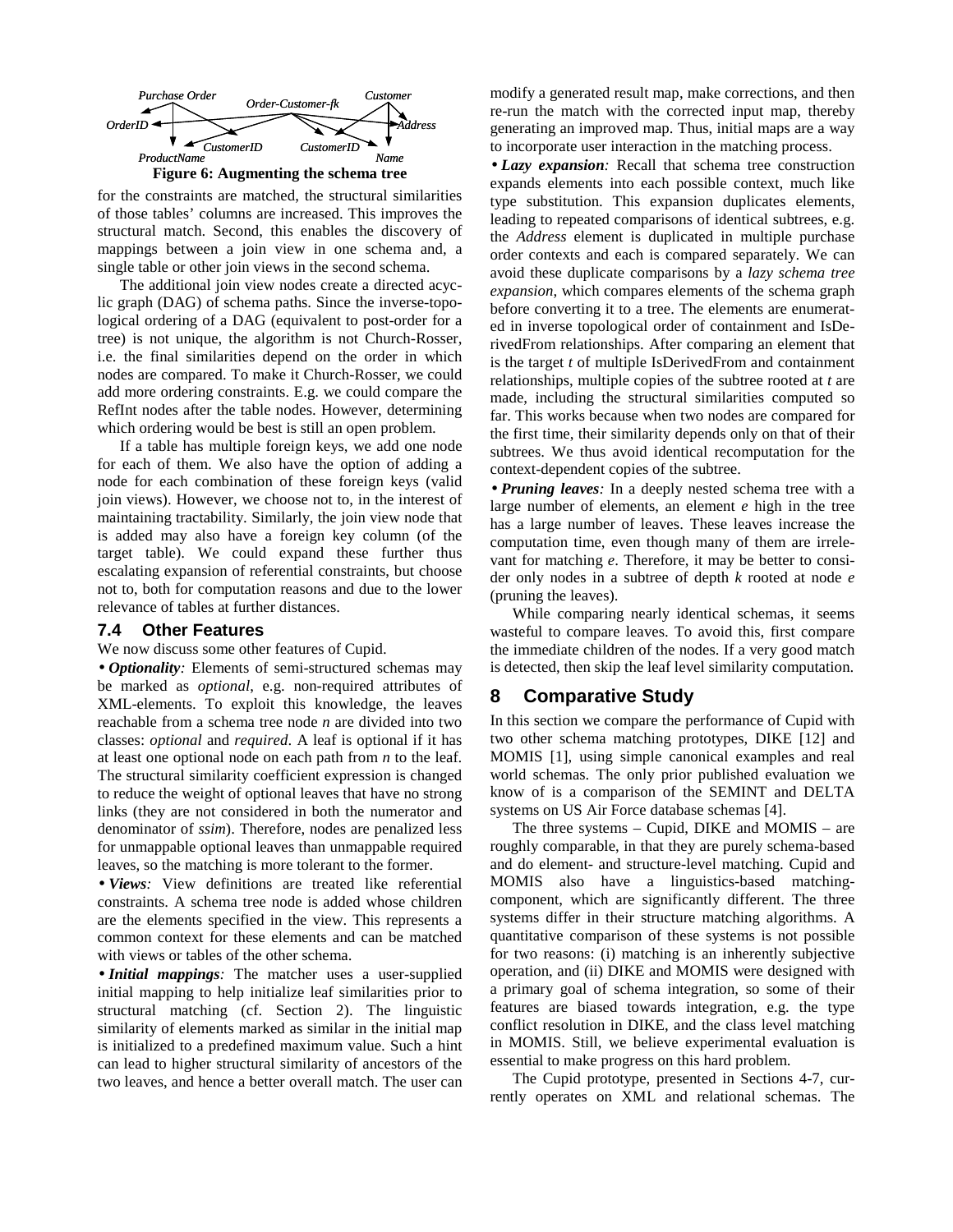Figure 6: Augmenting the schema tree

for the constraints are matched, the structural similarities of those tables' columns are increased. This improves the structural match. Second, this enables the discovery of mappings between a join view in one schema and, a single table or other join views in the second schema.

The additional join view nodes create a directed acyclic graph (DAG) of schema paths. Since the inverse-topological ordering of a DAG (equivalent to post-order for a tree) is not unique, the algorithm is not Church-Rosser, i.e. the final similarities depend on the order in which nodes are compared. To make it Church-Rosser, we could add more ordering constraints. E.g. we could compare the RefInt nodes after the table nodes. However, determining which ordering would be best is still an open problem.

If a table has multiple foreign keys, we add one node for each of them. We also have the option of adding a node for each combination of these foreign keys (valid join views). However, we choose not to, in the interest of maintaining tractability. Similarly, the join view node that is added may also have a foreign key column (of the target table). We could expand these further thus escalating expansion of referential constraints, but choose not to, both for computation reasons and due to the lower relevance of tables at further distances.

### 7.4 Other Features

We now discuss some other features of Cupid.

• ***Optionality**:* Elements of semi-structured schemas may be marked as *optional*, e.g. non-required attributes of XML-elements. To exploit this knowledge, the leaves reachable from a schema tree node *n* are divided into two classes: *optional* and *required*. A leaf is optional if it has at least one optional node on each path from *n* to the leaf. The structural similarity coefficient expression is changed to reduce the weight of optional leaves that have no strong links (they are not considered in both the numerator and denominator of *ssim*). Therefore, nodes are penalized less for unmappable optional leaves than unmappable required leaves, so the matching is more tolerant to the former.

• ***Views**:* View definitions are treated like referential constraints. A schema tree node is added whose children are the elements specified in the view. This represents a common context for these elements and can be matched with views or tables of the other schema.

• ***Initial mappings**:* The matcher uses a user-supplied initial mapping to help initialize leaf similarities prior to structural matching (cf. Section 2). The linguistic similarity of elements marked as similar in the initial map is initialized to a predefined maximum value. Such a hint can lead to higher structural similarity of ancestors of the two leaves, and hence a better overall match. The user can modify a generated result map, make corrections, and then re-run the match with the corrected input map, thereby generating an improved map. Thus, initial maps are a way to incorporate user interaction in the matching process.

• ***Lazy expansion**:* Recall that schema tree construction expands elements into each possible context, much like type substitution. This expansion duplicates elements, leading to repeated comparisons of identical subtrees, e.g. the *Address* element is duplicated in multiple purchase order contexts and each is compared separately. We can avoid these duplicate comparisons by a *lazy schema tree expansion*, which compares elements of the schema graph before converting it to a tree. The elements are enumerated in inverse topological order of containment and IsDerivedFrom relationships. After comparing an element that is the target *t* of multiple IsDerivedFrom and containment relationships, multiple copies of the subtree rooted at *t* are made, including the structural similarities computed so far. This works because when two nodes are compared for the first time, their similarity depends only on that of their subtrees. We thus avoid identical recomputation for the context-dependent copies of the subtree.

• ***Pruning leaves**:* In a deeply nested schema tree with a large number of elements, an element *e* high in the tree has a large number of leaves. These leaves increase the computation time, even though many of them are irrelevant for matching *e*. Therefore, it may be better to consider only nodes in a subtree of depth *k* rooted at node *e* (pruning the leaves).

While comparing nearly identical schemas, it seems wasteful to compare leaves. To avoid this, first compare the immediate children of the nodes. If a very good match is detected, then skip the leaf level similarity computation.

## 8 Comparative Study

In this section we compare the performance of Cupid with two other schema matching prototypes, DIKE [12] and MOMIS [1], using simple canonical examples and real world schemas. The only prior published evaluation we know of is a comparison of the SEMINT and DELTA systems on US Air Force database schemas [4].

The three systems – Cupid, DIKE and MOMIS – are roughly comparable, in that they are purely schema-based and do element- and structure-level matching. Cupid and MOMIS also have a linguistics-based matching-component, which are significantly different. The three systems differ in their structure matching algorithms. A quantitative comparison of these systems is not possible for two reasons: (i) matching is an inherently subjective operation, and (ii) DIKE and MOMIS were designed with a primary goal of schema integration, so some of their features are biased towards integration, e.g. the type conflict resolution in DIKE, and the class level matching in MOMIS. Still, we believe experimental evaluation is essential to make progress on this hard problem.

The Cupid prototype, presented in Sections 4-7, currently operates on XML and relational schemas. The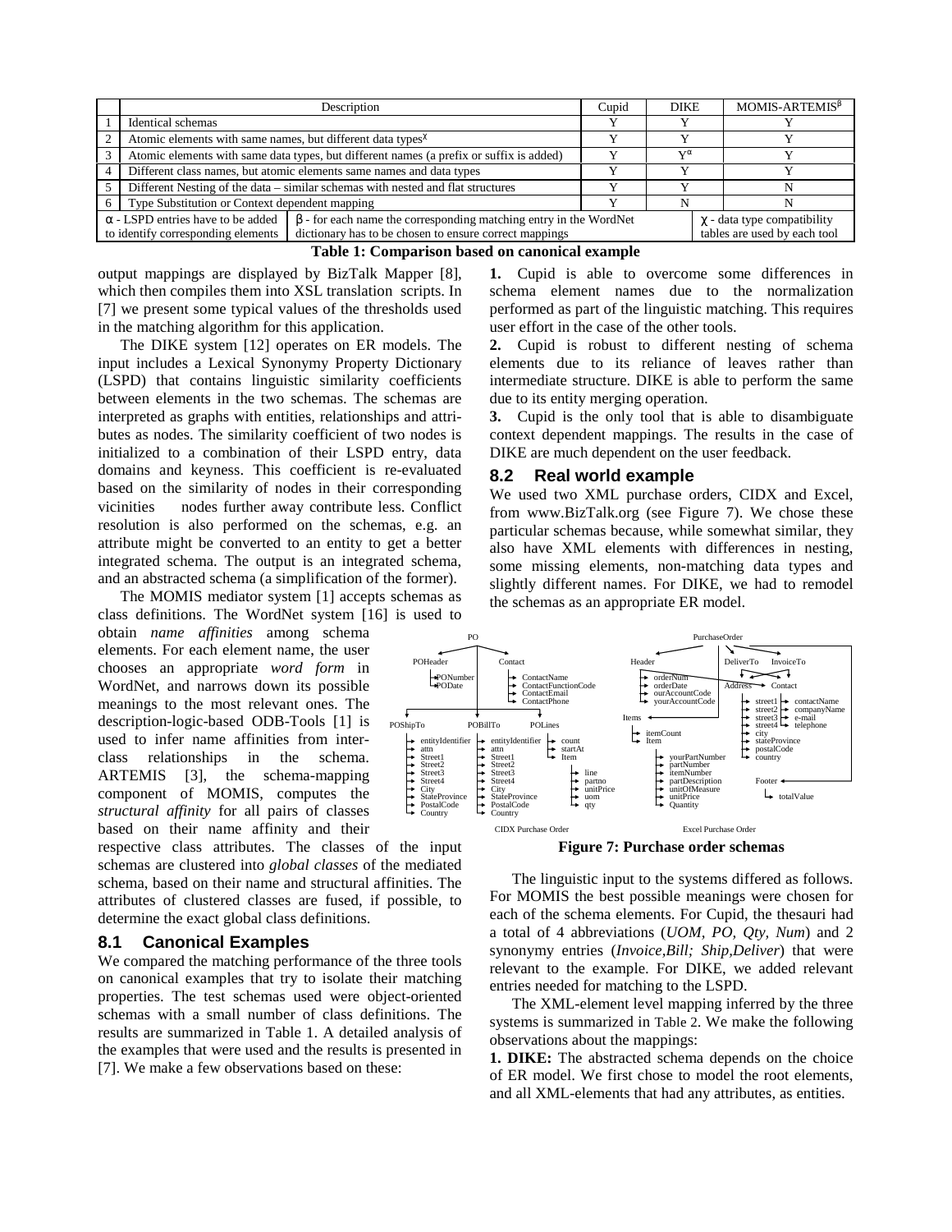|   | Description | Cupid | DIKE | MOMIS-ARTEMIS[β] |
|---|---|---|---|---|
| 1 | Identical schemas | Y | Y | Y |
| 2 | Atomic elements with same names, but different data types[χ] | Y | Y | Y |
| 3 | Atomic elements with same data types, but different names (a prefix or suffix is added) | Y | Y[α] | Y |
| 4 | Different class names, but atomic elements same names and data types | Y | Y | Y |
| 5 | Different Nesting of the data – similar schemas with nested and flat structures | Y | Y | N |
| 6 | Type Substitution or Context dependent mapping | Y | N | N |

α - LSPD entries have to be added to identify corresponding elements; β - for each name the corresponding matching entry in the WordNet dictionary has to be chosen to ensure correct mappings; χ - data type compatibility tables are used by each tool

**Table 1: Comparison based on canonical example**

output mappings are displayed by BizTalk Mapper [8], which then compiles them into XSL translation scripts. In [7] we present some typical values of the thresholds used in the matching algorithm for this application.

The DIKE system [12] operates on ER models. The input includes a Lexical Synonymy Property Dictionary (LSPD) that contains linguistic similarity coefficients between elements in the two schemas. The schemas are interpreted as graphs with entities, relationships and attributes as nodes. The similarity coefficient of two nodes is initialized to a combination of their LSPD entry, data domains and keyness. This coefficient is re-evaluated based on the similarity of nodes in their corresponding vicinities nodes further away contribute less. Conflict resolution is also performed on the schemas, e.g. an attribute might be converted to an entity to get a better integrated schema. The output is an integrated schema, and an abstracted schema (a simplification of the former).

The MOMIS mediator system [1] accepts schemas as class definitions. The WordNet system [16] is used to obtain *name affinities* among schema elements. For each element name, the user chooses an appropriate *word form* in WordNet, and narrows down its possible meanings to the most relevant ones. The description-logic-based ODB-Tools [1] is used to infer name affinities from inter-class relationships in the schema. ARTEMIS [3], the schema-mapping component of MOMIS, computes the *structural affinity* for all pairs of classes based on their name affinity and their respective class attributes. The classes of the input schemas are clustered into *global classes* of the mediated schema, based on their name and structural affinities. The attributes of clustered classes are fused, if possible, to determine the exact global class definitions.

### 8.1 Canonical Examples

We compared the matching performance of the three tools on canonical examples that try to isolate their matching properties. The test schemas used were object-oriented schemas with a small number of class definitions. The results are summarized in Table 1. A detailed analysis of the examples that were used and the results is presented in [7]. We make a few observations based on these:

**1.** Cupid is able to overcome some differences in schema element names due to the normalization performed as part of the linguistic matching. This requires user effort in the case of the other tools.

**2.** Cupid is robust to different nesting of schema elements due to its reliance of leaves rather than intermediate structure. DIKE is able to perform the same due to its entity merging operation.

**3.** Cupid is the only tool that is able to disambiguate context dependent mappings. The results in the case of DIKE are much dependent on the user feedback.

### 8.2 Real world example

We used two XML purchase orders, CIDX and Excel, from www.BizTalk.org (see Figure 7). We chose these particular schemas because, while somewhat similar, they also have XML elements with differences in nesting, some missing elements, non-matching data types and slightly different names. For DIKE, we had to remodel the schemas as an appropriate ER model.

**Figure 7: Purchase order schemas**

The linguistic input to the systems differed as follows. For MOMIS the best possible meanings were chosen for each of the schema elements. For Cupid, the thesauri had a total of 4 abbreviations (*UOM, PO, Qty, Num*) and 2 synonymy entries (*Invoice,Bill; Ship,Deliver*) that were relevant to the example. For DIKE, we added relevant entries needed for matching to the LSPD.

The XML-element level mapping inferred by the three systems is summarized in Table 2. We make the following observations about the mappings:

**1. DIKE:** The abstracted schema depends on the choice of ER model. We first chose to model the root elements, and all XML-elements that had any attributes, as entities.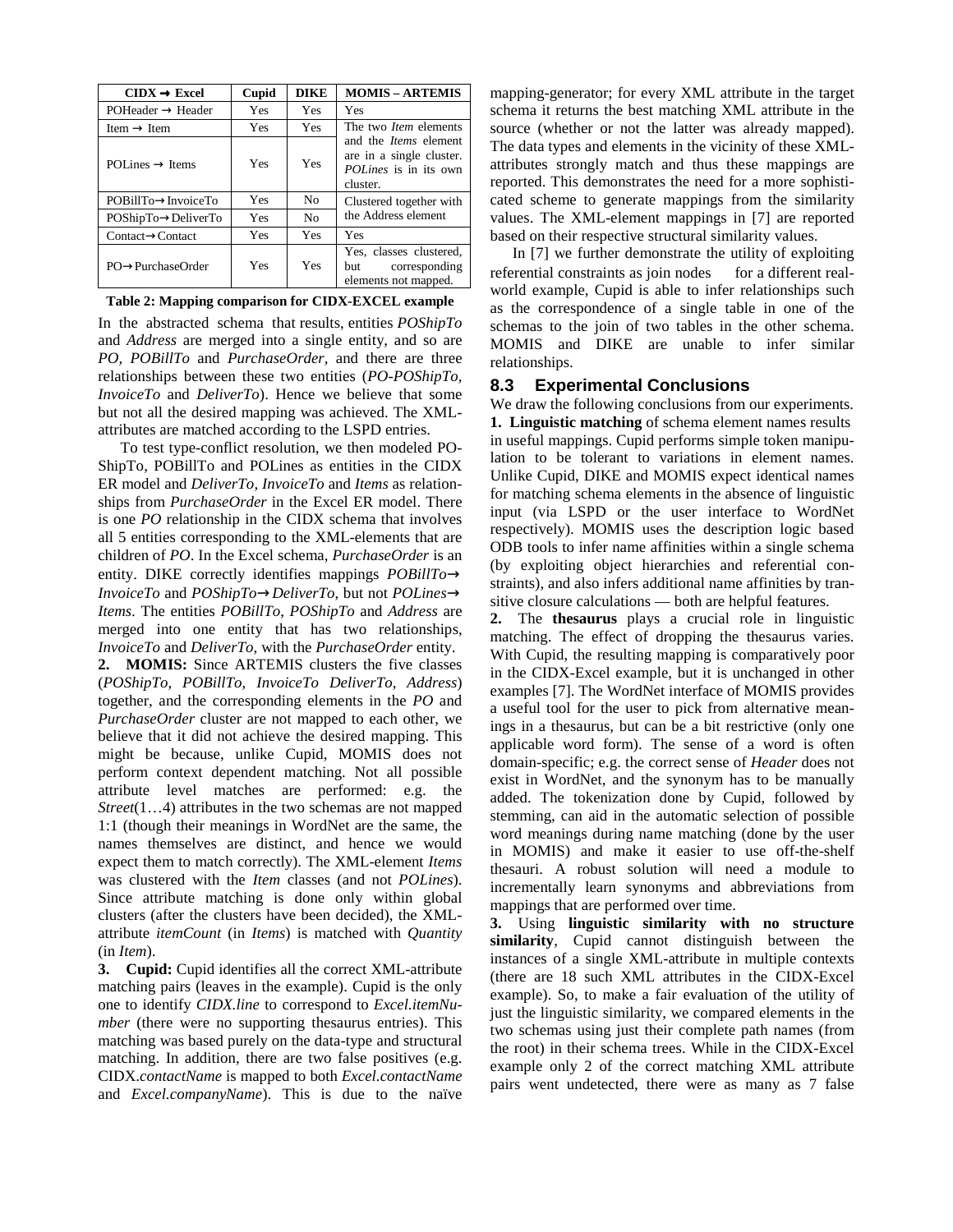| CIDX → Excel | Cupid | DIKE | MOMIS – ARTEMIS |
|---|---|---|---|
| POHeader → Header | Yes | Yes | Yes |
| Item → Item | Yes | Yes | The two *Item* elements and the *Items* element are in a single cluster. *POLines* is in its own cluster. |
| POLines → Items | Yes | Yes | |
| POBillTo→InvoiceTo | Yes | No | Clustered together with the Address element |
| POShipTo→DeliverTo | Yes | No | |
| Contact→Contact | Yes | Yes | Yes |
| PO→PurchaseOrder | Yes | Yes | Yes, classes clustered, but corresponding elements not mapped. |

**Table 2: Mapping comparison for CIDX-EXCEL example**

In the abstracted schema that results, entities *POShipTo* and *Address* are merged into a single entity, and so are *PO*, *POBillTo* and *PurchaseOrder*, and there are three relationships between these two entities (*PO-POShipTo*, *InvoiceTo* and *DeliverTo*). Hence we believe that some but not all the desired mapping was achieved. The XML-attributes are matched according to the LSPD entries.

To test type-conflict resolution, we then modeled POShipTo, POBillTo and POLines as entities in the CIDX ER model and *DeliverTo*, *InvoiceTo* and *Items* as relationships from *PurchaseOrder* in the Excel ER model. There is one *PO* relationship in the CIDX schema that involves all 5 entities corresponding to the XML-elements that are children of *PO*. In the Excel schema, *PurchaseOrder* is an entity. DIKE correctly identifies mappings *POBillTo→InvoiceTo* and *POShipTo→DeliverTo*, but not *POLines→Items*. The entities *POBillTo*, *POShipTo* and *Address* are merged into one entity that has two relationships, *InvoiceTo* and *DeliverTo*, with the *PurchaseOrder* entity.

**2. MOMIS:** Since ARTEMIS clusters the five classes (*POShipTo, POBillTo, InvoiceTo DeliverTo, Address*) together, and the corresponding elements in the *PO* and *PurchaseOrder* cluster are not mapped to each other, we believe that it did not achieve the desired mapping. This might be because, unlike Cupid, MOMIS does not perform context dependent matching. Not all possible attribute level matches are performed: e.g. the *Street*(1…4) attributes in the two schemas are not mapped 1:1 (though their meanings in WordNet are the same, the names themselves are distinct, and hence we would expect them to match correctly). The XML-element *Items* was clustered with the *Item* classes (and not *POLines*). Since attribute matching is done only within global clusters (after the clusters have been decided), the XML-attribute *itemCount* (in *Items*) is matched with *Quantity* (in *Item*).

**3. Cupid:** Cupid identifies all the correct XML-attribute matching pairs (leaves in the example). Cupid is the only one to identify *CIDX.line* to correspond to *Excel.itemNumber* (there were no supporting thesaurus entries). This matching was based purely on the data-type and structural matching. In addition, there are two false positives (e.g. CIDX.*contactName* is mapped to both *Excel.contactName* and *Excel.companyName*). This is due to the naïve mapping-generator; for every XML attribute in the target schema it returns the best matching XML attribute in the source (whether or not the latter was already mapped). The data types and elements in the vicinity of these XML-attributes strongly match and thus these mappings are reported. This demonstrates the need for a more sophisticated scheme to generate mappings from the similarity values. The XML-element mappings in [7] are reported based on their respective structural similarity values.

In [7] we further demonstrate the utility of exploiting referential constraints as join nodes for a different real-world example, Cupid is able to infer relationships such as the correspondence of a single table in one of the schemas to the join of two tables in the other schema. MOMIS and DIKE are unable to infer similar relationships.

## 8.3 Experimental Conclusions

We draw the following conclusions from our experiments.

**1. Linguistic matching** of schema element names results in useful mappings. Cupid performs simple token manipulation to be tolerant to variations in element names. Unlike Cupid, DIKE and MOMIS expect identical names for matching schema elements in the absence of linguistic input (via LSPD or the user interface to WordNet respectively). MOMIS uses the description logic based ODB tools to infer name affinities within a single schema (by exploiting object hierarchies and referential constraints), and also infers additional name affinities by transitive closure calculations — both are helpful features.

**2.** The **thesaurus** plays a crucial role in linguistic matching. The effect of dropping the thesaurus varies. With Cupid, the resulting mapping is comparatively poor in the CIDX-Excel example, but it is unchanged in other examples [7]. The WordNet interface of MOMIS provides a useful tool for the user to pick from alternative meanings in a thesaurus, but can be a bit restrictive (only one applicable word form). The sense of a word is often domain-specific; e.g. the correct sense of *Header* does not exist in WordNet, and the synonym has to be manually added. The tokenization done by Cupid, followed by stemming, can aid in the automatic selection of possible word meanings during name matching (done by the user in MOMIS) and make it easier to use off-the-shelf thesauri. A robust solution will need a module to incrementally learn synonyms and abbreviations from mappings that are performed over time.

**3.** Using **linguistic similarity with no structure similarity**, Cupid cannot distinguish between the instances of a single XML-attribute in multiple contexts (there are 18 such XML attributes in the CIDX-Excel example). So, to make a fair evaluation of the utility of just the linguistic similarity, we compared elements in the two schemas using just their complete path names (from the root) in their schema trees. While in the CIDX-Excel example only 2 of the correct matching XML attribute pairs went undetected, there were as many as 7 false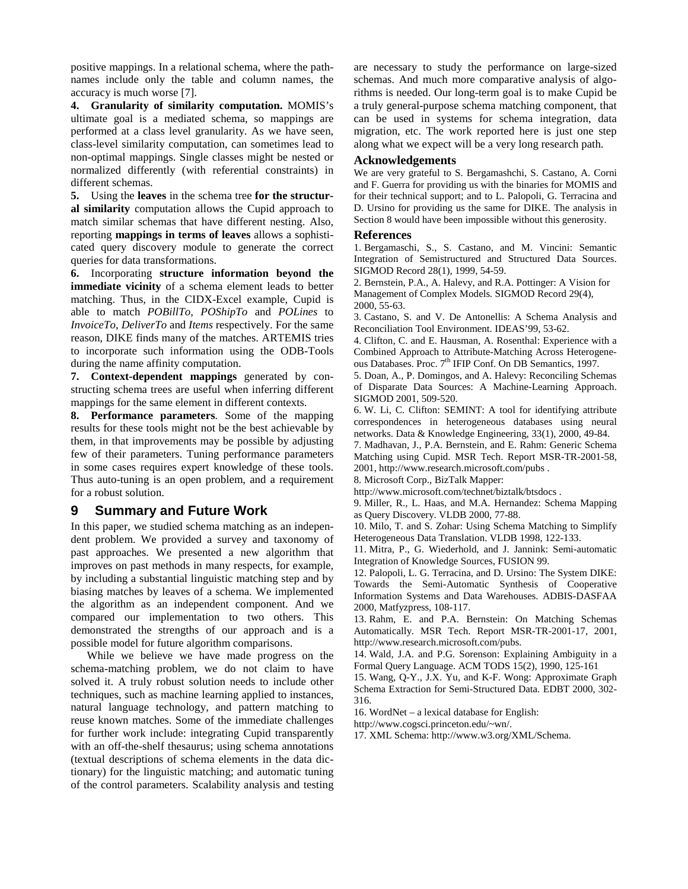positive mappings. In a relational schema, where the path-names include only the table and column names, the accuracy is much worse [7].

**4. Granularity of similarity computation.** MOMIS's ultimate goal is a mediated schema, so mappings are performed at a class level granularity. As we have seen, class-level similarity computation, can sometimes lead to non-optimal mappings. Single classes might be nested or normalized differently (with referential constraints) in different schemas.

**5.** Using the **leaves** in the schema tree **for the structural similarity** computation allows the Cupid approach to match similar schemas that have different nesting. Also, reporting **mappings in terms of leaves** allows a sophisticated query discovery module to generate the correct queries for data transformations.

**6.** Incorporating **structure information beyond the immediate vicinity** of a schema element leads to better matching. Thus, in the CIDX-Excel example, Cupid is able to match *POBillTo, POShipTo* and *POLines* to *InvoiceTo, DeliverTo* and *Items* respectively. For the same reason, DIKE finds many of the matches. ARTEMIS tries to incorporate such information using the ODB-Tools during the name affinity computation.

**7. Context-dependent mappings** generated by constructing schema trees are useful when inferring different mappings for the same element in different contexts.

**8. Performance parameters**. Some of the mapping results for these tools might not be the best achievable by them, in that improvements may be possible by adjusting few of their parameters. Tuning performance parameters in some cases requires expert knowledge of these tools. Thus auto-tuning is an open problem, and a requirement for a robust solution.

# 9 Summary and Future Work

In this paper, we studied schema matching as an independent problem. We provided a survey and taxonomy of past approaches. We presented a new algorithm that improves on past methods in many respects, for example, by including a substantial linguistic matching step and by biasing matches by leaves of a schema. We implemented the algorithm as an independent component. And we compared our implementation to two others. This demonstrated the strengths of our approach and is a possible model for future algorithm comparisons.

While we believe we have made progress on the schema-matching problem, we do not claim to have solved it. A truly robust solution needs to include other techniques, such as machine learning applied to instances, natural language technology, and pattern matching to reuse known matches. Some of the immediate challenges for further work include: integrating Cupid transparently with an off-the-shelf thesaurus; using schema annotations (textual descriptions of schema elements in the data dictionary) for the linguistic matching; and automatic tuning of the control parameters. Scalability analysis and testing are necessary to study the performance on large-sized schemas. And much more comparative analysis of algorithms is needed. Our long-term goal is to make Cupid be a truly general-purpose schema matching component, that can be used in systems for schema integration, data migration, etc. The work reported here is just one step along what we expect will be a very long research path.

## Acknowledgements

We are very grateful to S. Bergamashchi, S. Castano, A. Corni and F. Guerra for providing us with the binaries for MOMIS and for their technical support; and to L. Palopoli, G. Terracina and D. Ursino for providing us the same for DIKE. The analysis in Section 8 would have been impossible without this generosity.

## References

1. Bergamaschi, S., S. Castano, and M. Vincini: Semantic Integration of Semistructured and Structured Data Sources. SIGMOD Record 28(1), 1999, 54-59.
2. Bernstein, P.A., A. Halevy, and R.A. Pottinger: A Vision for Management of Complex Models. SIGMOD Record 29(4), 2000, 55-63.
3. Castano, S. and V. De Antonellis: A Schema Analysis and Reconciliation Tool Environment. IDEAS'99, 53-62.
4. Clifton, C. and E. Hausman, A. Rosenthal: Experience with a Combined Approach to Attribute-Matching Across Heterogeneous Databases. Proc. 7th IFIP Conf. On DB Semantics, 1997.
5. Doan, A., P. Domingos, and A. Halevy: Reconciling Schemas of Disparate Data Sources: A Machine-Learning Approach. SIGMOD 2001, 509-520.
6. W. Li, C. Clifton: SEMINT: A tool for identifying attribute correspondences in heterogeneous databases using neural networks. Data & Knowledge Engineering, 33(1), 2000, 49-84.
7. Madhavan, J., P.A. Bernstein, and E. Rahm: Generic Schema Matching using Cupid. MSR Tech. Report MSR-TR-2001-58, 2001, http://www.research.microsoft.com/pubs .
8. Microsoft Corp., BizTalk Mapper: http://www.microsoft.com/technet/biztalk/btsdocs .
9. Miller, R., L. Haas, and M.A. Hernandez: Schema Mapping as Query Discovery. VLDB 2000, 77-88.
10. Milo, T. and S. Zohar: Using Schema Matching to Simplify Heterogeneous Data Translation. VLDB 1998, 122-133.
11. Mitra, P., G. Wiederhold, and J. Jannink: Semi-automatic Integration of Knowledge Sources, FUSION 99.
12. Palopoli, L. G. Terracina, and D. Ursino: The System DIKE: Towards the Semi-Automatic Synthesis of Cooperative Information Systems and Data Warehouses. ADBIS-DASFAA 2000, Matfyzpress, 108-117.
13. Rahm, E. and P.A. Bernstein: On Matching Schemas Automatically. MSR Tech. Report MSR-TR-2001-17, 2001, http://www.research.microsoft.com/pubs.
14. Wald, J.A. and P.G. Sorenson: Explaining Ambiguity in a Formal Query Language. ACM TODS 15(2), 1990, 125-161
15. Wang, Q-Y., J.X. Yu, and K-F. Wong: Approximate Graph Schema Extraction for Semi-Structured Data. EDBT 2000, 302-316.
16. WordNet – a lexical database for English: http://www.cogsci.princeton.edu/~wn/.
17. XML Schema: http://www.w3.org/XML/Schema.